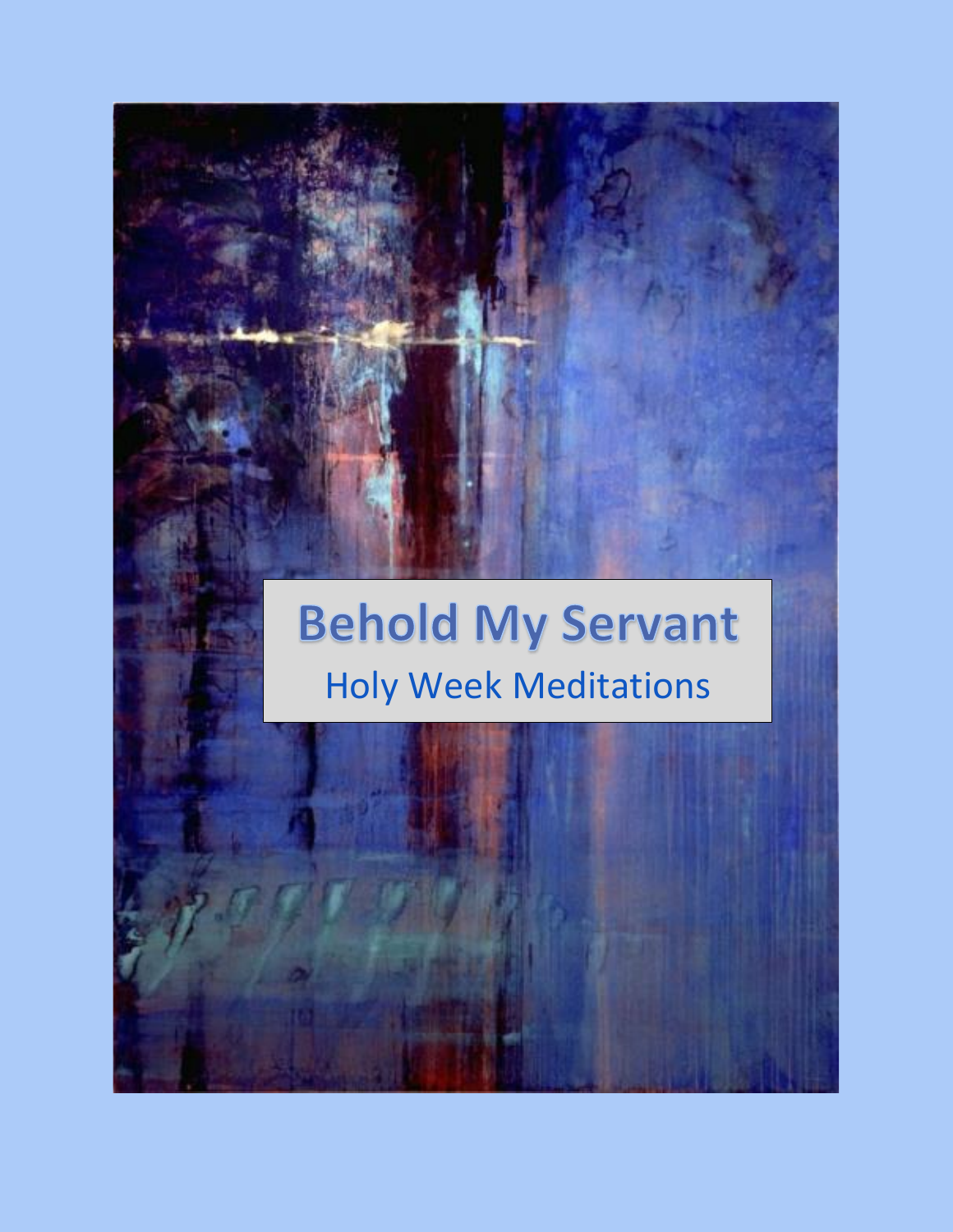# Behold My Servant

Holy Week Meditations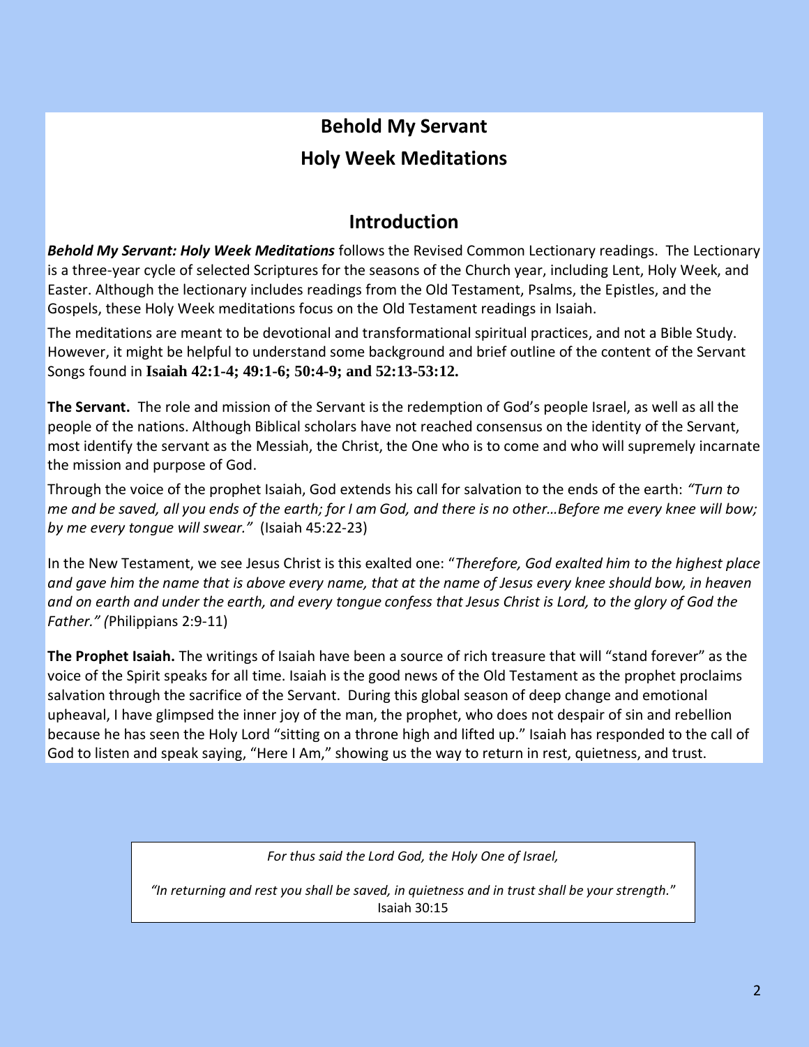# Behold My Servant

# Holy Week Meditations

## Introduction

***Behold My Servant: Holy Week Meditations*** follows the Revised Common Lectionary readings. The Lectionary is a three-year cycle of selected Scriptures for the seasons of the Church year, including Lent, Holy Week, and Easter. Although the lectionary includes readings from the Old Testament, Psalms, the Epistles, and the Gospels, these Holy Week meditations focus on the Old Testament readings in Isaiah.

The meditations are meant to be devotional and transformational spiritual practices, and not a Bible Study. However, it might be helpful to understand some background and brief outline of the content of the Servant Songs found in **Isaiah 42:1-4; 49:1-6; 50:4-9; and 52:13-53:12.**

**The Servant.** The role and mission of the Servant is the redemption of God's people Israel, as well as all the people of the nations. Although Biblical scholars have not reached consensus on the identity of the Servant, most identify the servant as the Messiah, the Christ, the One who is to come and who will supremely incarnate the mission and purpose of God.

Through the voice of the prophet Isaiah, God extends his call for salvation to the ends of the earth: *"Turn to me and be saved, all you ends of the earth; for I am God, and there is no other…Before me every knee will bow; by me every tongue will swear."* (Isaiah 45:22-23)

In the New Testament, we see Jesus Christ is this exalted one: "*Therefore, God exalted him to the highest place and gave him the name that is above every name, that at the name of Jesus every knee should bow, in heaven and on earth and under the earth, and every tongue confess that Jesus Christ is Lord, to the glory of God the Father." (*Philippians 2:9-11)

**The Prophet Isaiah.** The writings of Isaiah have been a source of rich treasure that will "stand forever" as the voice of the Spirit speaks for all time. Isaiah is the good news of the Old Testament as the prophet proclaims salvation through the sacrifice of the Servant. During this global season of deep change and emotional upheaval, I have glimpsed the inner joy of the man, the prophet, who does not despair of sin and rebellion because he has seen the Holy Lord "sitting on a throne high and lifted up." Isaiah has responded to the call of God to listen and speak saying, "Here I Am," showing us the way to return in rest, quietness, and trust.

*For thus said the Lord God, the Holy One of Israel,*

*"In returning and rest you shall be saved, in quietness and in trust shall be your strength.*"
Isaiah 30:15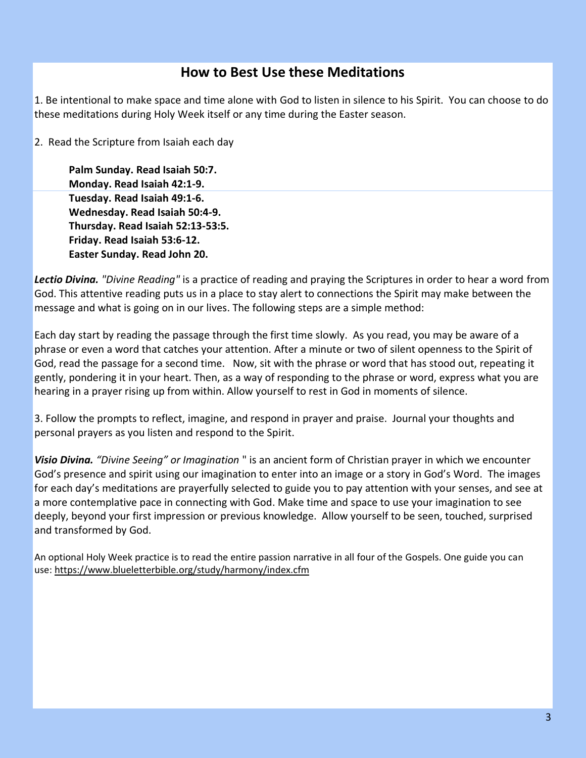## How to Best Use these Meditations

1. Be intentional to make space and time alone with God to listen in silence to his Spirit. You can choose to do these meditations during Holy Week itself or any time during the Easter season.

2. Read the Scripture from Isaiah each day

   **Palm Sunday. Read Isaiah 50:7.**
   **Monday. Read Isaiah 42:1-9.**
   **Tuesday. Read Isaiah 49:1-6.**
   **Wednesday. Read Isaiah 50:4-9.**
   **Thursday. Read Isaiah 52:13-53:5.**
   **Friday. Read Isaiah 53:6-12.**
   **Easter Sunday. Read John 20.**

***Lectio Divina.*** *"Divine Reading"* is a practice of reading and praying the Scriptures in order to hear a word from God. This attentive reading puts us in a place to stay alert to connections the Spirit may make between the message and what is going on in our lives. The following steps are a simple method:

Each day start by reading the passage through the first time slowly. As you read, you may be aware of a phrase or even a word that catches your attention. After a minute or two of silent openness to the Spirit of God, read the passage for a second time. Now, sit with the phrase or word that has stood out, repeating it gently, pondering it in your heart. Then, as a way of responding to the phrase or word, express what you are hearing in a prayer rising up from within. Allow yourself to rest in God in moments of silence.

3. Follow the prompts to reflect, imagine, and respond in prayer and praise. Journal your thoughts and personal prayers as you listen and respond to the Spirit.

***Visio Divina.*** *"Divine Seeing" or Imagination* " is an ancient form of Christian prayer in which we encounter God's presence and spirit using our imagination to enter into an image or a story in God's Word. The images for each day's meditations are prayerfully selected to guide you to pay attention with your senses, and see at a more contemplative pace in connecting with God. Make time and space to use your imagination to see deeply, beyond your first impression or previous knowledge. Allow yourself to be seen, touched, surprised and transformed by God.

An optional Holy Week practice is to read the entire passion narrative in all four of the Gospels. One guide you can use: https://www.blueletterbible.org/study/harmony/index.cfm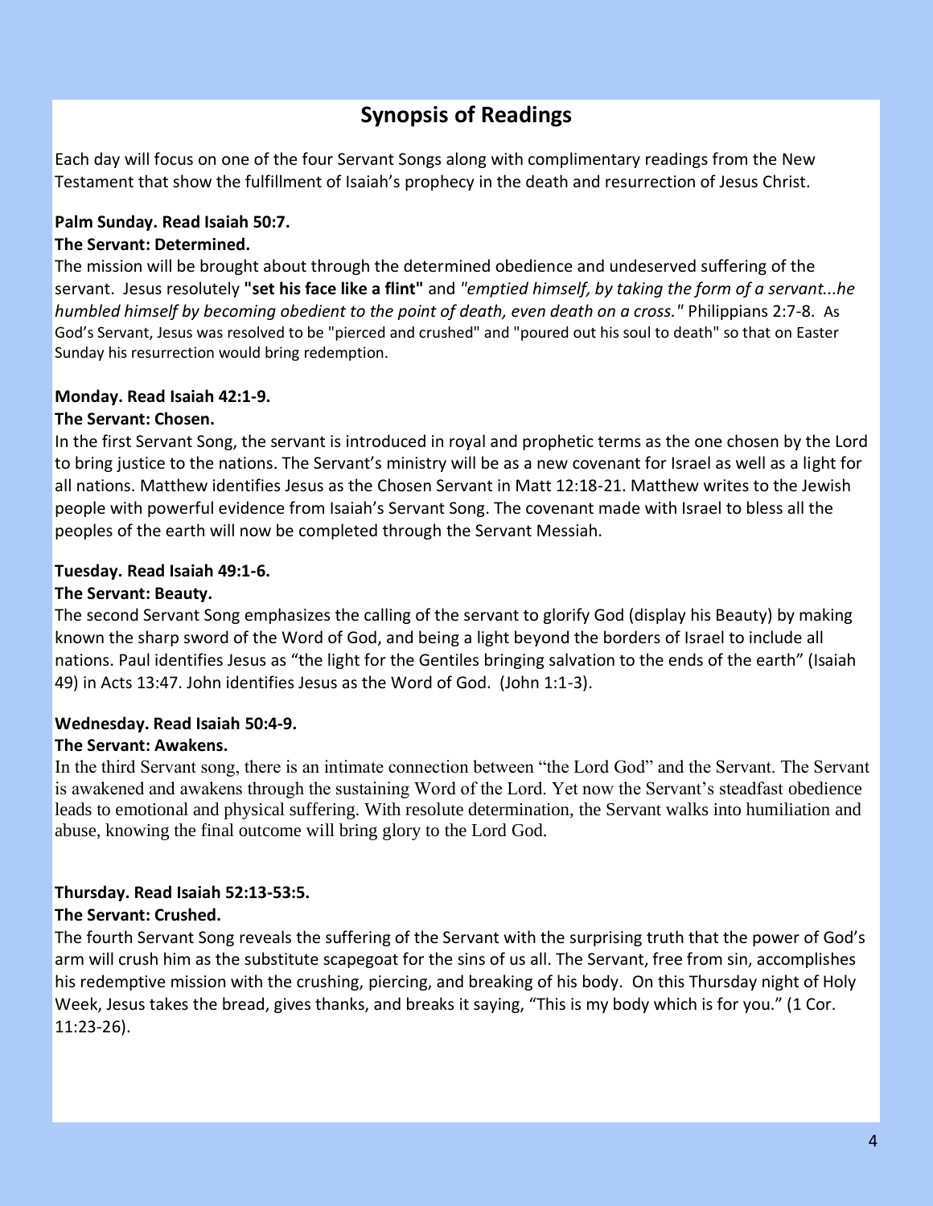# Synopsis of Readings

Each day will focus on one of the four Servant Songs along with complimentary readings from the New Testament that show the fulfillment of Isaiah's prophecy in the death and resurrection of Jesus Christ.

**Palm Sunday. Read Isaiah 50:7.**
**The Servant: Determined.**

The mission will be brought about through the determined obedience and undeserved suffering of the servant. Jesus resolutely **"set his face like a flint"** and *"emptied himself, by taking the form of a servant...he humbled himself by becoming obedient to the point of death, even death on a cross."* Philippians 2:7-8. As God's Servant, Jesus was resolved to be "pierced and crushed" and "poured out his soul to death" so that on Easter Sunday his resurrection would bring redemption.

**Monday. Read Isaiah 42:1-9.**
**The Servant: Chosen.**

In the first Servant Song, the servant is introduced in royal and prophetic terms as the one chosen by the Lord to bring justice to the nations. The Servant's ministry will be as a new covenant for Israel as well as a light for all nations. Matthew identifies Jesus as the Chosen Servant in Matt 12:18-21. Matthew writes to the Jewish people with powerful evidence from Isaiah's Servant Song. The covenant made with Israel to bless all the peoples of the earth will now be completed through the Servant Messiah.

**Tuesday. Read Isaiah 49:1-6.**
**The Servant: Beauty.**

The second Servant Song emphasizes the calling of the servant to glorify God (display his Beauty) by making known the sharp sword of the Word of God, and being a light beyond the borders of Israel to include all nations. Paul identifies Jesus as "the light for the Gentiles bringing salvation to the ends of the earth" (Isaiah 49) in Acts 13:47. John identifies Jesus as the Word of God. (John 1:1-3).

**Wednesday. Read Isaiah 50:4-9.**
**The Servant: Awakens.**

In the third Servant song, there is an intimate connection between "the Lord God" and the Servant. The Servant is awakened and awakens through the sustaining Word of the Lord. Yet now the Servant's steadfast obedience leads to emotional and physical suffering. With resolute determination, the Servant walks into humiliation and abuse, knowing the final outcome will bring glory to the Lord God.

**Thursday. Read Isaiah 52:13-53:5.**
**The Servant: Crushed.**

The fourth Servant Song reveals the suffering of the Servant with the surprising truth that the power of God's arm will crush him as the substitute scapegoat for the sins of us all. The Servant, free from sin, accomplishes his redemptive mission with the crushing, piercing, and breaking of his body. On this Thursday night of Holy Week, Jesus takes the bread, gives thanks, and breaks it saying, "This is my body which is for you." (1 Cor. 11:23-26).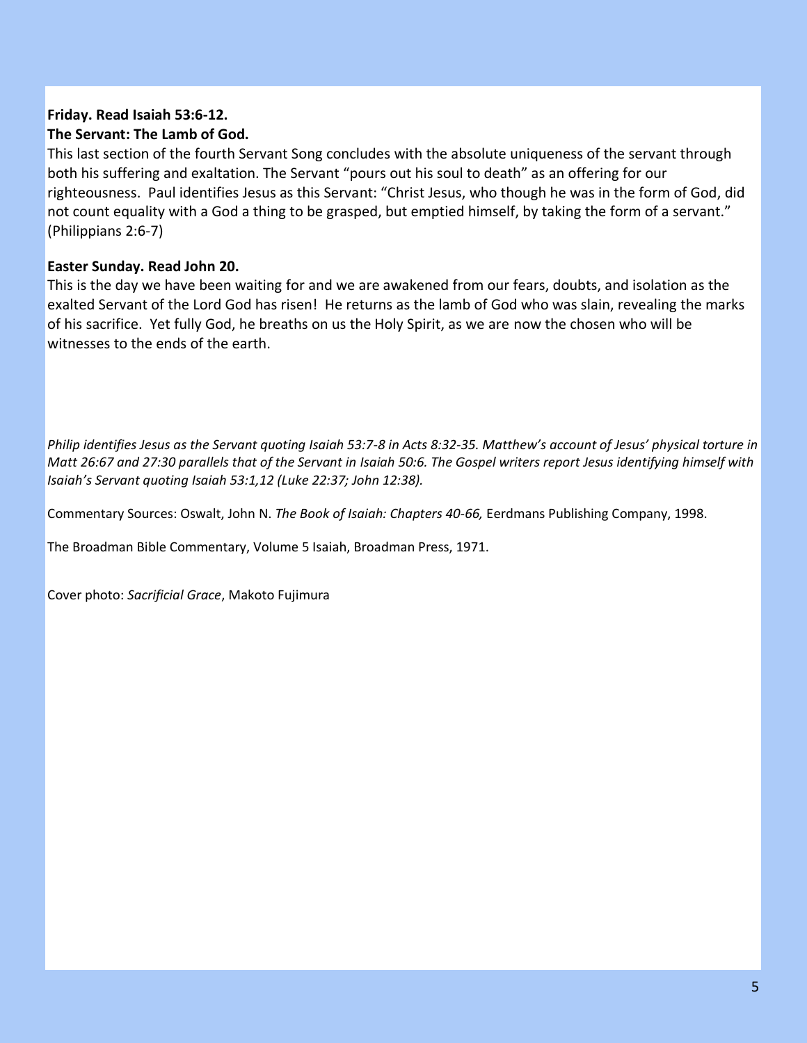**Friday. Read Isaiah 53:6-12.**
**The Servant: The Lamb of God.**

This last section of the fourth Servant Song concludes with the absolute uniqueness of the servant through both his suffering and exaltation. The Servant "pours out his soul to death" as an offering for our righteousness. Paul identifies Jesus as this Servant: "Christ Jesus, who though he was in the form of God, did not count equality with a God a thing to be grasped, but emptied himself, by taking the form of a servant." (Philippians 2:6-7)

**Easter Sunday. Read John 20.**

This is the day we have been waiting for and we are awakened from our fears, doubts, and isolation as the exalted Servant of the Lord God has risen! He returns as the lamb of God who was slain, revealing the marks of his sacrifice. Yet fully God, he breaths on us the Holy Spirit, as we are now the chosen who will be witnesses to the ends of the earth.

*Philip identifies Jesus as the Servant quoting Isaiah 53:7-8 in Acts 8:32-35. Matthew's account of Jesus' physical torture in Matt 26:67 and 27:30 parallels that of the Servant in Isaiah 50:6. The Gospel writers report Jesus identifying himself with Isaiah's Servant quoting Isaiah 53:1,12 (Luke 22:37; John 12:38).*

Commentary Sources: Oswalt, John N. *The Book of Isaiah: Chapters 40-66,* Eerdmans Publishing Company, 1998.

The Broadman Bible Commentary, Volume 5 Isaiah, Broadman Press, 1971.

Cover photo: *Sacrificial Grace*, Makoto Fujimura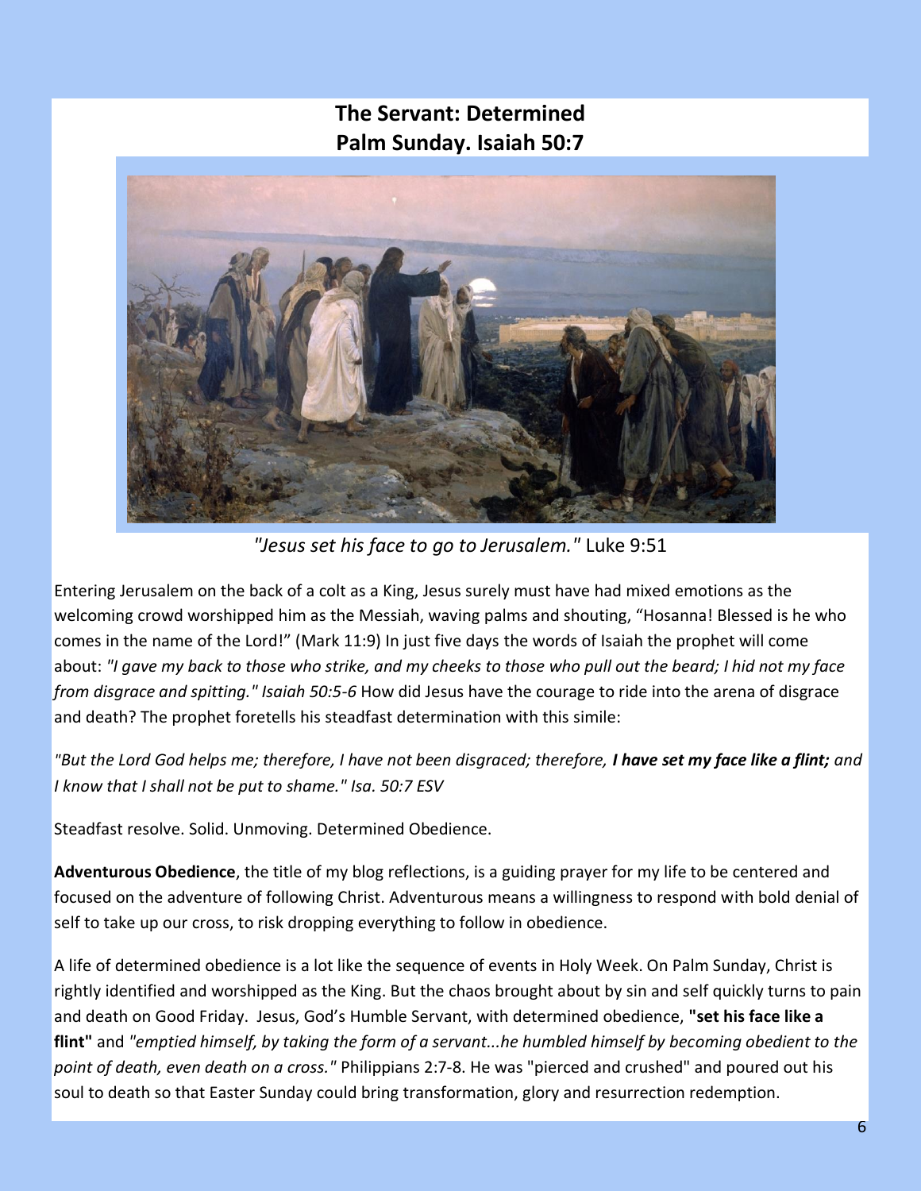## The Servant: Determined
## Palm Sunday. Isaiah 50:7

*"Jesus set his face to go to Jerusalem."* Luke 9:51

Entering Jerusalem on the back of a colt as a King, Jesus surely must have had mixed emotions as the welcoming crowd worshipped him as the Messiah, waving palms and shouting, "Hosanna! Blessed is he who comes in the name of the Lord!" (Mark 11:9) In just five days the words of Isaiah the prophet will come about: *"I gave my back to those who strike, and my cheeks to those who pull out the beard; I hid not my face from disgrace and spitting." Isaiah 50:5-6* How did Jesus have the courage to ride into the arena of disgrace and death? The prophet foretells his steadfast determination with this simile:

*"But the Lord God helps me; therefore, I have not been disgraced; therefore,* ***I have set my face like a flint;*** *and I know that I shall not be put to shame." Isa. 50:7 ESV*

Steadfast resolve. Solid. Unmoving. Determined Obedience.

**Adventurous Obedience**, the title of my blog reflections, is a guiding prayer for my life to be centered and focused on the adventure of following Christ. Adventurous means a willingness to respond with bold denial of self to take up our cross, to risk dropping everything to follow in obedience.

A life of determined obedience is a lot like the sequence of events in Holy Week. On Palm Sunday, Christ is rightly identified and worshipped as the King. But the chaos brought about by sin and self quickly turns to pain and death on Good Friday. Jesus, God's Humble Servant, with determined obedience, **"set his face like a flint"** and *"emptied himself, by taking the form of a servant...he humbled himself by becoming obedient to the point of death, even death on a cross."* Philippians 2:7-8. He was "pierced and crushed" and poured out his soul to death so that Easter Sunday could bring transformation, glory and resurrection redemption.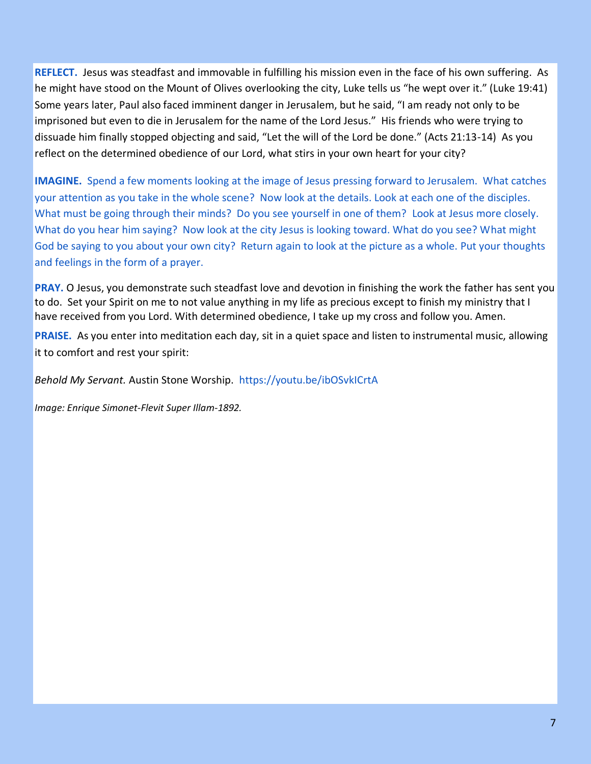**REFLECT.** Jesus was steadfast and immovable in fulfilling his mission even in the face of his own suffering. As he might have stood on the Mount of Olives overlooking the city, Luke tells us "he wept over it." (Luke 19:41) Some years later, Paul also faced imminent danger in Jerusalem, but he said, "I am ready not only to be imprisoned but even to die in Jerusalem for the name of the Lord Jesus." His friends who were trying to dissuade him finally stopped objecting and said, "Let the will of the Lord be done." (Acts 21:13-14) As you reflect on the determined obedience of our Lord, what stirs in your own heart for your city?

**IMAGINE.** Spend a few moments looking at the image of Jesus pressing forward to Jerusalem. What catches your attention as you take in the whole scene? Now look at the details. Look at each one of the disciples. What must be going through their minds? Do you see yourself in one of them? Look at Jesus more closely. What do you hear him saying? Now look at the city Jesus is looking toward. What do you see? What might God be saying to you about your own city? Return again to look at the picture as a whole. Put your thoughts and feelings in the form of a prayer.

**PRAY.** O Jesus, you demonstrate such steadfast love and devotion in finishing the work the father has sent you to do. Set your Spirit on me to not value anything in my life as precious except to finish my ministry that I have received from you Lord. With determined obedience, I take up my cross and follow you. Amen.

**PRAISE.** As you enter into meditation each day, sit in a quiet space and listen to instrumental music, allowing it to comfort and rest your spirit:

*Behold My Servant.* Austin Stone Worship. https://youtu.be/ibOSvkICrtA

*Image: Enrique Simonet-Flevit Super Illam-1892.*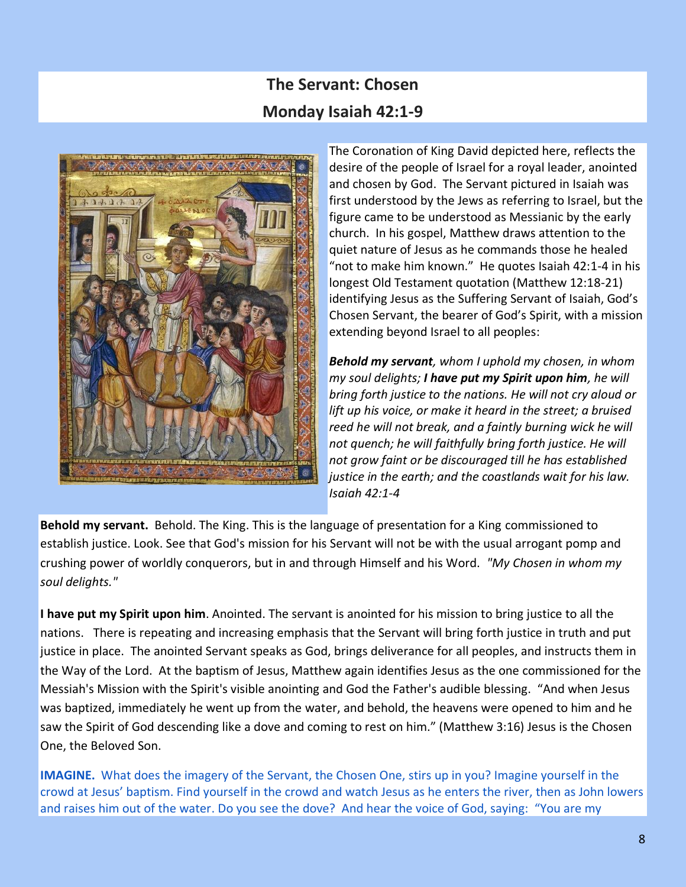## The Servant: Chosen

## Monday Isaiah 42:1-9

The Coronation of King David depicted here, reflects the desire of the people of Israel for a royal leader, anointed and chosen by God. The Servant pictured in Isaiah was first understood by the Jews as referring to Israel, but the figure came to be understood as Messianic by the early church. In his gospel, Matthew draws attention to the quiet nature of Jesus as he commands those he healed "not to make him known." He quotes Isaiah 42:1-4 in his longest Old Testament quotation (Matthew 12:18-21) identifying Jesus as the Suffering Servant of Isaiah, God's Chosen Servant, the bearer of God's Spirit, with a mission extending beyond Israel to all peoples:

***Behold my servant****, whom I uphold my chosen, in whom my soul delights;* ***I have put my Spirit upon him****, he will bring forth justice to the nations. He will not cry aloud or lift up his voice, or make it heard in the street; a bruised reed he will not break, and a faintly burning wick he will not quench; he will faithfully bring forth justice. He will not grow faint or be discouraged till he has established justice in the earth; and the coastlands wait for his law. Isaiah 42:1-4*

**Behold my servant.** Behold. The King. This is the language of presentation for a King commissioned to establish justice. Look. See that God's mission for his Servant will not be with the usual arrogant pomp and crushing power of worldly conquerors, but in and through Himself and his Word. *"My Chosen in whom my soul delights."*

**I have put my Spirit upon him**. Anointed. The servant is anointed for his mission to bring justice to all the nations. There is repeating and increasing emphasis that the Servant will bring forth justice in truth and put justice in place. The anointed Servant speaks as God, brings deliverance for all peoples, and instructs them in the Way of the Lord. At the baptism of Jesus, Matthew again identifies Jesus as the one commissioned for the Messiah's Mission with the Spirit's visible anointing and God the Father's audible blessing. "And when Jesus was baptized, immediately he went up from the water, and behold, the heavens were opened to him and he saw the Spirit of God descending like a dove and coming to rest on him." (Matthew 3:16) Jesus is the Chosen One, the Beloved Son.

**IMAGINE.** What does the imagery of the Servant, the Chosen One, stirs up in you? Imagine yourself in the crowd at Jesus' baptism. Find yourself in the crowd and watch Jesus as he enters the river, then as John lowers and raises him out of the water. Do you see the dove? And hear the voice of God, saying: "You are my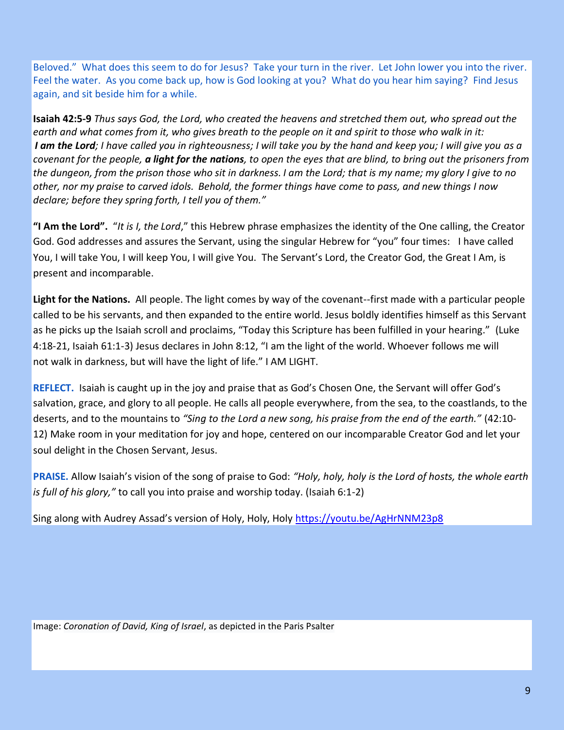Beloved." What does this seem to do for Jesus? Take your turn in the river. Let John lower you into the river. Feel the water. As you come back up, how is God looking at you? What do you hear him saying? Find Jesus again, and sit beside him for a while.

**Isaiah 42:5-9** *Thus says God, the Lord, who created the heavens and stretched them out, who spread out the earth and what comes from it, who gives breath to the people on it and spirit to those who walk in it:* ***I am the Lord****; I have called you in righteousness; I will take you by the hand and keep you; I will give you as a covenant for the people,* ***a light for the nations****, to open the eyes that are blind, to bring out the prisoners from the dungeon, from the prison those who sit in darkness. I am the Lord; that is my name; my glory I give to no other, nor my praise to carved idols. Behold, the former things have come to pass, and new things I now declare; before they spring forth, I tell you of them."*

**"I Am the Lord".** "*It is I, the Lord*," this Hebrew phrase emphasizes the identity of the One calling, the Creator God. God addresses and assures the Servant, using the singular Hebrew for "you" four times: I have called You, I will take You, I will keep You, I will give You. The Servant's Lord, the Creator God, the Great I Am, is present and incomparable.

**Light for the Nations.** All people. The light comes by way of the covenant--first made with a particular people called to be his servants, and then expanded to the entire world. Jesus boldly identifies himself as this Servant as he picks up the Isaiah scroll and proclaims, "Today this Scripture has been fulfilled in your hearing." (Luke 4:18-21, Isaiah 61:1-3) Jesus declares in John 8:12, "I am the light of the world. Whoever follows me will not walk in darkness, but will have the light of life." I AM LIGHT.

**REFLECT.** Isaiah is caught up in the joy and praise that as God's Chosen One, the Servant will offer God's salvation, grace, and glory to all people. He calls all people everywhere, from the sea, to the coastlands, to the deserts, and to the mountains to *"Sing to the Lord a new song, his praise from the end of the earth."* (42:10-12) Make room in your meditation for joy and hope, centered on our incomparable Creator God and let your soul delight in the Chosen Servant, Jesus.

**PRAISE.** Allow Isaiah's vision of the song of praise to God: *"Holy, holy, holy is the Lord of hosts, the whole earth is full of his glory,"* to call you into praise and worship today. (Isaiah 6:1-2)

Sing along with Audrey Assad's version of Holy, Holy, Holy https://youtu.be/AgHrNNM23p8

Image: *Coronation of David, King of Israel*, as depicted in the Paris Psalter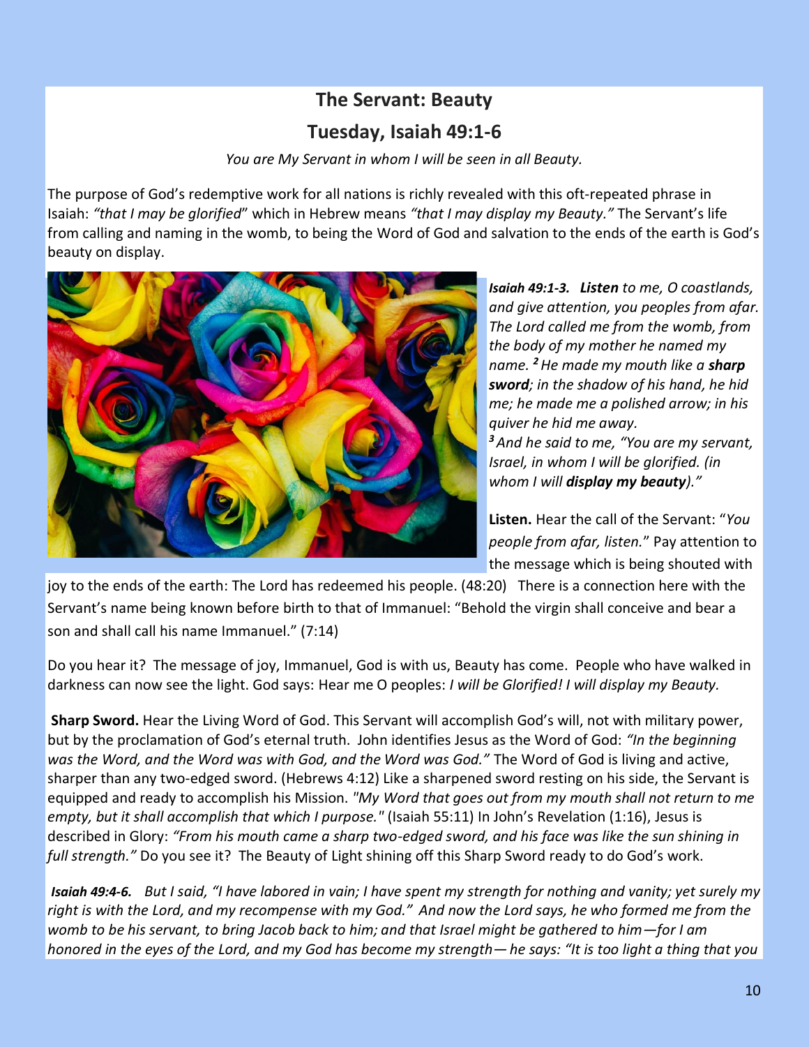## The Servant: Beauty

## Tuesday, Isaiah 49:1-6

*You are My Servant in whom I will be seen in all Beauty.*

The purpose of God's redemptive work for all nations is richly revealed with this oft-repeated phrase in Isaiah: *"that I may be glorified*" which in Hebrew means *"that I may display my Beauty."* The Servant's life from calling and naming in the womb, to being the Word of God and salvation to the ends of the earth is God's beauty on display.

***Isaiah 49:1-3. Listen** to me, O coastlands, and give attention, you peoples from afar. The Lord called me from the womb, from the body of my mother he named my name. [2] He made my mouth like a **sharp sword**; in the shadow of his hand, he hid me; he made me a polished arrow; in his quiver he hid me away. [3] And he said to me, "You are my servant, Israel, in whom I will be glorified. (in whom I will **display my beauty**)."*

**Listen.** Hear the call of the Servant: "*You people from afar, listen.*" Pay attention to the message which is being shouted with joy to the ends of the earth: The Lord has redeemed his people. (48:20) There is a connection here with the Servant's name being known before birth to that of Immanuel: "Behold the virgin shall conceive and bear a son and shall call his name Immanuel." (7:14)

Do you hear it? The message of joy, Immanuel, God is with us, Beauty has come. People who have walked in darkness can now see the light. God says: Hear me O peoples: *I will be Glorified! I will display my Beauty.*

**Sharp Sword.** Hear the Living Word of God. This Servant will accomplish God's will, not with military power, but by the proclamation of God's eternal truth. John identifies Jesus as the Word of God: *"In the beginning was the Word, and the Word was with God, and the Word was God."* The Word of God is living and active, sharper than any two-edged sword. (Hebrews 4:12) Like a sharpened sword resting on his side, the Servant is equipped and ready to accomplish his Mission. *"My Word that goes out from my mouth shall not return to me empty, but it shall accomplish that which I purpose."* (Isaiah 55:11) In John's Revelation (1:16), Jesus is described in Glory: *"From his mouth came a sharp two-edged sword, and his face was like the sun shining in full strength."* Do you see it? The Beauty of Light shining off this Sharp Sword ready to do God's work.

***Isaiah 49:4-6.** But I said, "I have labored in vain; I have spent my strength for nothing and vanity; yet surely my right is with the Lord, and my recompense with my God." And now the Lord says, he who formed me from the womb to be his servant, to bring Jacob back to him; and that Israel might be gathered to him—for I am honored in the eyes of the Lord, and my God has become my strength— he says: "It is too light a thing that you*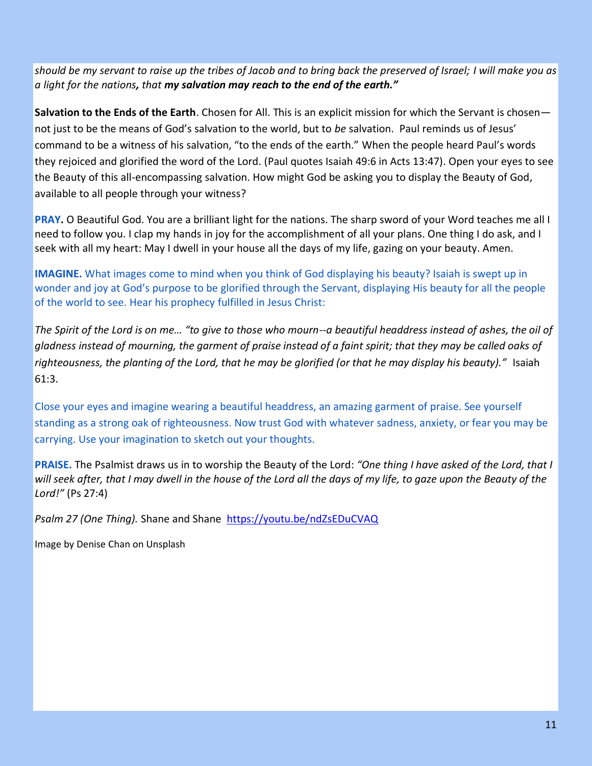*should be my servant to raise up the tribes of Jacob and to bring back the preserved of Israel; I will make you as a light for the nations***, that** ***my salvation may reach to the end of the earth."***

**Salvation to the Ends of the Earth**. Chosen for All. This is an explicit mission for which the Servant is chosen—not just to be the means of God's salvation to the world, but to *be* salvation. Paul reminds us of Jesus' command to be a witness of his salvation, "to the ends of the earth." When the people heard Paul's words they rejoiced and glorified the word of the Lord. (Paul quotes Isaiah 49:6 in Acts 13:47). Open your eyes to see the Beauty of this all-encompassing salvation. How might God be asking you to display the Beauty of God, available to all people through your witness?

**PRAY.** O Beautiful God. You are a brilliant light for the nations. The sharp sword of your Word teaches me all I need to follow you. I clap my hands in joy for the accomplishment of all your plans. One thing I do ask, and I seek with all my heart: May I dwell in your house all the days of my life, gazing on your beauty. Amen.

**IMAGINE.** What images come to mind when you think of God displaying his beauty? Isaiah is swept up in wonder and joy at God's purpose to be glorified through the Servant, displaying His beauty for all the people of the world to see. Hear his prophecy fulfilled in Jesus Christ:

*The Spirit of the Lord is on me… "to give to those who mourn--a beautiful headdress instead of ashes, the oil of gladness instead of mourning, the garment of praise instead of a faint spirit; that they may be called oaks of righteousness, the planting of the Lord, that he may be glorified (or that he may display his beauty)."* Isaiah 61:3.

Close your eyes and imagine wearing a beautiful headdress, an amazing garment of praise. See yourself standing as a strong oak of righteousness. Now trust God with whatever sadness, anxiety, or fear you may be carrying. Use your imagination to sketch out your thoughts.

**PRAISE.** The Psalmist draws us in to worship the Beauty of the Lord: *"One thing I have asked of the Lord, that I will seek after, that I may dwell in the house of the Lord all the days of my life, to gaze upon the Beauty of the Lord!"* (Ps 27:4)

*Psalm 27 (One Thing).* Shane and Shane [https://youtu.be/ndZsEDuCVAQ](https://youtu.be/ndZsEDuCVAQ)

Image by Denise Chan on Unsplash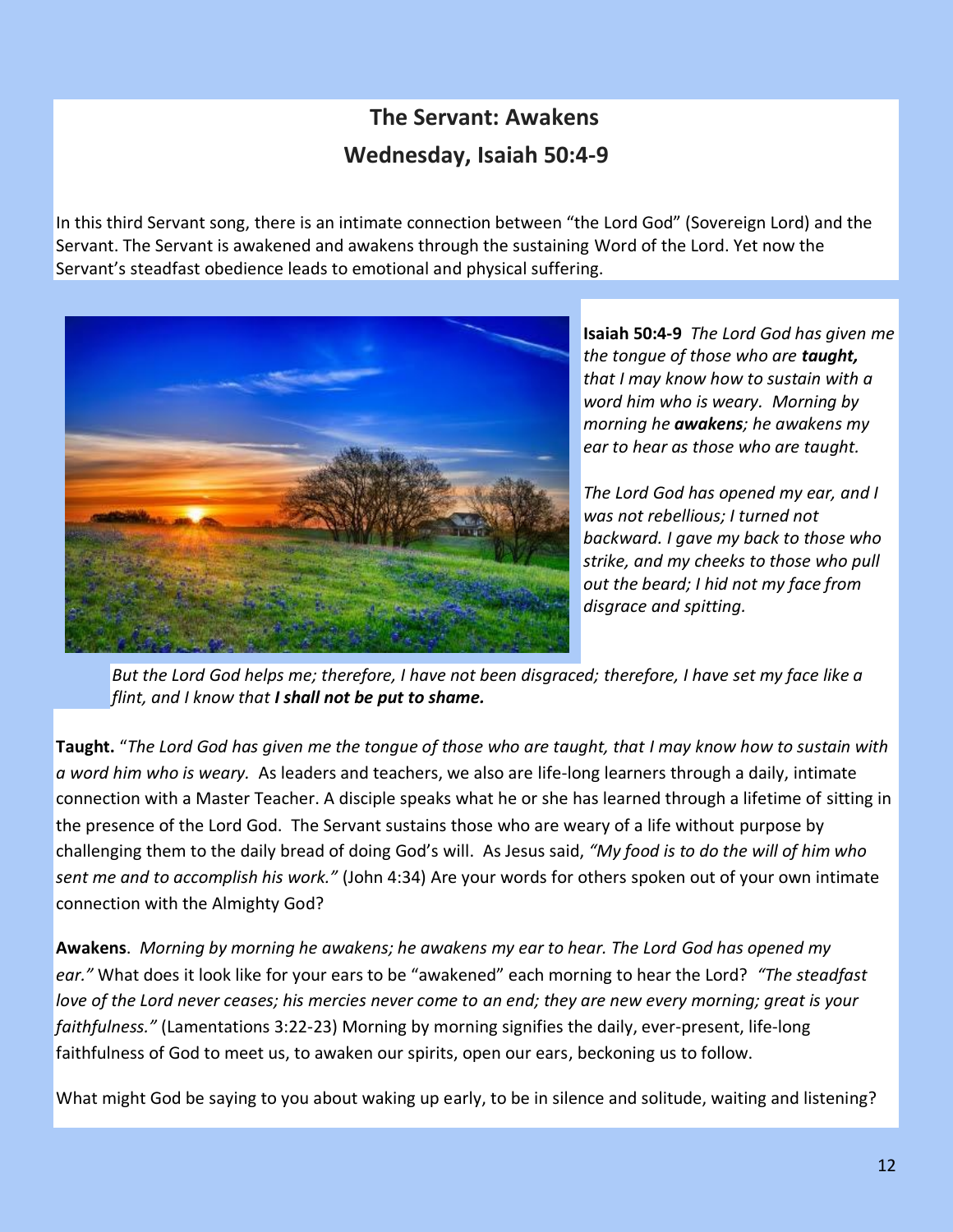# The Servant: Awakens

## Wednesday, Isaiah 50:4-9

In this third Servant song, there is an intimate connection between "the Lord God" (Sovereign Lord) and the Servant. The Servant is awakened and awakens through the sustaining Word of the Lord. Yet now the Servant's steadfast obedience leads to emotional and physical suffering.

**Isaiah 50:4-9** *The Lord God has given me the tongue of those who are* ***taught,*** *that I may know how to sustain with a word him who is weary. Morning by morning he* ***awakens****; he awakens my ear to hear as those who are taught.*

*The Lord God has opened my ear, and I was not rebellious; I turned not backward. I gave my back to those who strike, and my cheeks to those who pull out the beard; I hid not my face from disgrace and spitting.*

*But the Lord God helps me; therefore, I have not been disgraced; therefore, I have set my face like a flint, and I know that* ***I shall not be put to shame.***

**Taught.** "*The Lord God has given me the tongue of those who are taught, that I may know how to sustain with a word him who is weary.* As leaders and teachers, we also are life-long learners through a daily, intimate connection with a Master Teacher. A disciple speaks what he or she has learned through a lifetime of sitting in the presence of the Lord God. The Servant sustains those who are weary of a life without purpose by challenging them to the daily bread of doing God's will. As Jesus said, *"My food is to do the will of him who sent me and to accomplish his work."* (John 4:34) Are your words for others spoken out of your own intimate connection with the Almighty God?

**Awakens**. *Morning by morning he awakens; he awakens my ear to hear. The Lord God has opened my ear."* What does it look like for your ears to be "awakened" each morning to hear the Lord? *"The steadfast love of the Lord never ceases; his mercies never come to an end; they are new every morning; great is your faithfulness."* (Lamentations 3:22-23) Morning by morning signifies the daily, ever-present, life-long faithfulness of God to meet us, to awaken our spirits, open our ears, beckoning us to follow.

What might God be saying to you about waking up early, to be in silence and solitude, waiting and listening?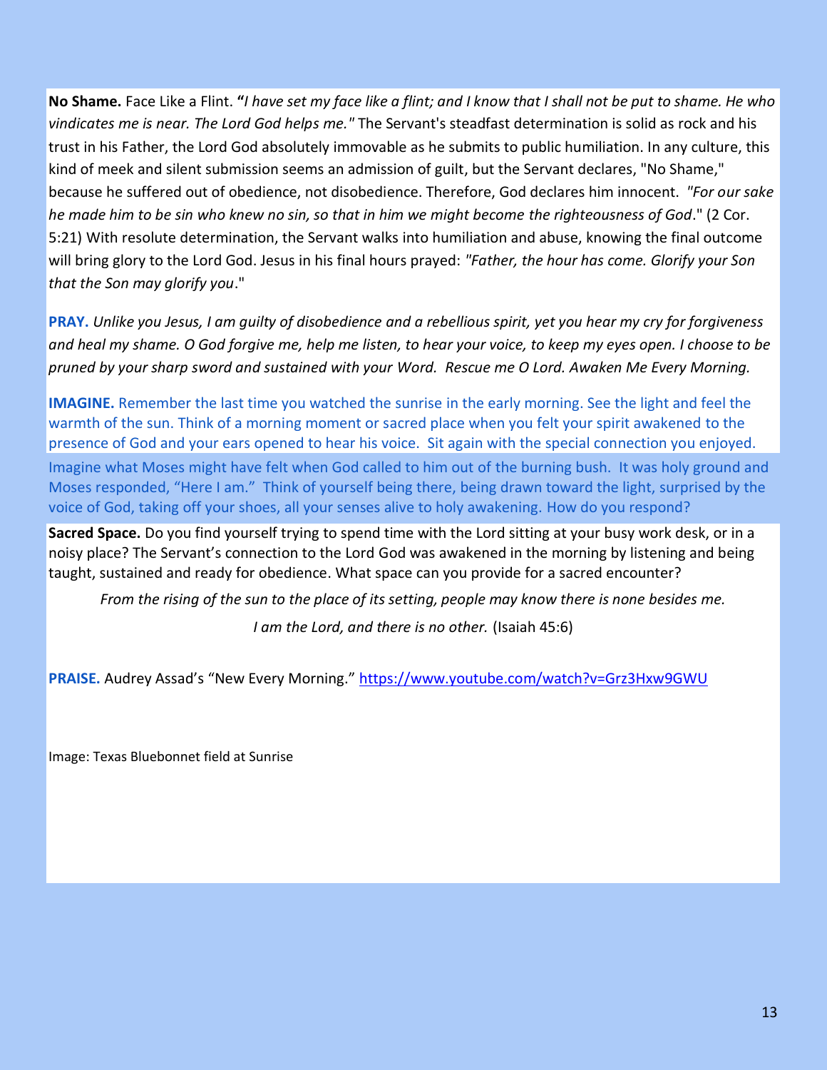**No Shame.** Face Like a Flint. **"***I have set my face like a flint; and I know that I shall not be put to shame. He who vindicates me is near. The Lord God helps me."* The Servant's steadfast determination is solid as rock and his trust in his Father, the Lord God absolutely immovable as he submits to public humiliation. In any culture, this kind of meek and silent submission seems an admission of guilt, but the Servant declares, "No Shame," because he suffered out of obedience, not disobedience. Therefore, God declares him innocent. *"For our sake he made him to be sin who knew no sin, so that in him we might become the righteousness of God*." (2 Cor. 5:21) With resolute determination, the Servant walks into humiliation and abuse, knowing the final outcome will bring glory to the Lord God. Jesus in his final hours prayed: *"Father, the hour has come. Glorify your Son that the Son may glorify you*."

**PRAY.** *Unlike you Jesus, I am guilty of disobedience and a rebellious spirit, yet you hear my cry for forgiveness and heal my shame. O God forgive me, help me listen, to hear your voice, to keep my eyes open. I choose to be pruned by your sharp sword and sustained with your Word. Rescue me O Lord. Awaken Me Every Morning.*

**IMAGINE.** Remember the last time you watched the sunrise in the early morning. See the light and feel the warmth of the sun. Think of a morning moment or sacred place when you felt your spirit awakened to the presence of God and your ears opened to hear his voice. Sit again with the special connection you enjoyed. Imagine what Moses might have felt when God called to him out of the burning bush. It was holy ground and Moses responded, "Here I am." Think of yourself being there, being drawn toward the light, surprised by the voice of God, taking off your shoes, all your senses alive to holy awakening. How do you respond?

**Sacred Space.** Do you find yourself trying to spend time with the Lord sitting at your busy work desk, or in a noisy place? The Servant's connection to the Lord God was awakened in the morning by listening and being taught, sustained and ready for obedience. What space can you provide for a sacred encounter?

*From the rising of the sun to the place of its setting, people may know there is none besides me.*

*I am the Lord, and there is no other.* (Isaiah 45:6)

**PRAISE.** Audrey Assad's "New Every Morning." https://www.youtube.com/watch?v=Grz3Hxw9GWU

Image: Texas Bluebonnet field at Sunrise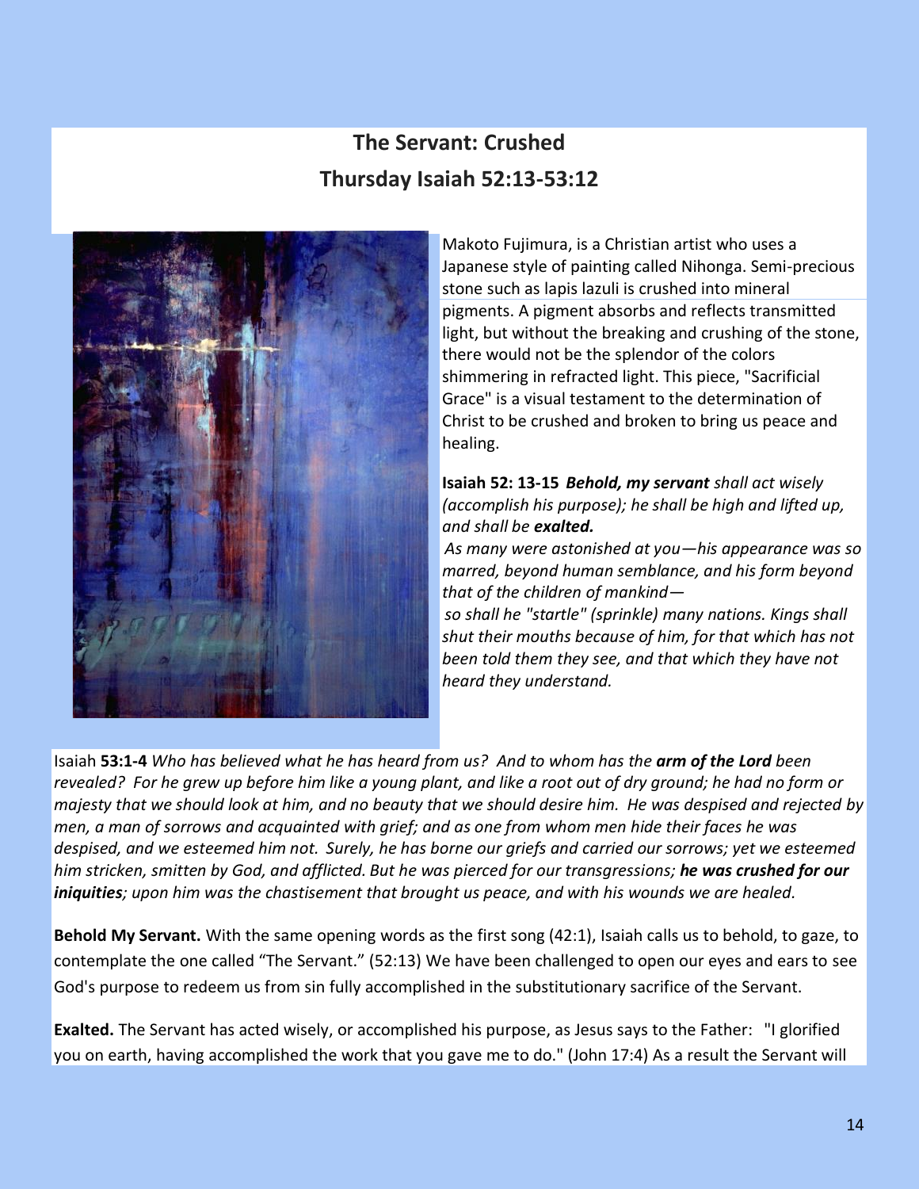## The Servant: Crushed
## Thursday Isaiah 52:13-53:12

Makoto Fujimura, is a Christian artist who uses a Japanese style of painting called Nihonga. Semi-precious stone such as lapis lazuli is crushed into mineral pigments. A pigment absorbs and reflects transmitted light, but without the breaking and crushing of the stone, there would not be the splendor of the colors shimmering in refracted light. This piece, "Sacrificial Grace" is a visual testament to the determination of Christ to be crushed and broken to bring us peace and healing.

**Isaiah 52: 13-15** ***Behold, my servant*** *shall act wisely (accomplish his purpose); he shall be high and lifted up, and shall be* ***exalted.***

*As many were astonished at you—his appearance was so marred, beyond human semblance, and his form beyond that of the children of mankind—*

*so shall he "startle" (sprinkle) many nations. Kings shall shut their mouths because of him, for that which has not been told them they see, and that which they have not heard they understand.*

Isaiah **53:1-4** *Who has believed what he has heard from us? And to whom has the* ***arm of the Lord*** *been revealed? For he grew up before him like a young plant, and like a root out of dry ground; he had no form or majesty that we should look at him, and no beauty that we should desire him. He was despised and rejected by men, a man of sorrows and acquainted with grief; and as one from whom men hide their faces he was despised, and we esteemed him not. Surely, he has borne our griefs and carried our sorrows; yet we esteemed him stricken, smitten by God, and afflicted. But he was pierced for our transgressions;* ***he was crushed for our iniquities****; upon him was the chastisement that brought us peace, and with his wounds we are healed.*

**Behold My Servant.** With the same opening words as the first song (42:1), Isaiah calls us to behold, to gaze, to contemplate the one called "The Servant." (52:13) We have been challenged to open our eyes and ears to see God's purpose to redeem us from sin fully accomplished in the substitutionary sacrifice of the Servant.

**Exalted.** The Servant has acted wisely, or accomplished his purpose, as Jesus says to the Father: "I glorified you on earth, having accomplished the work that you gave me to do." (John 17:4) As a result the Servant will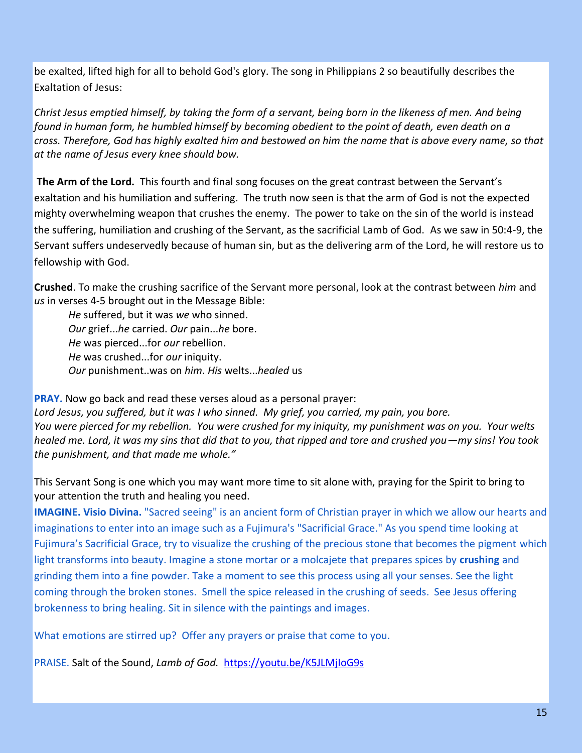be exalted, lifted high for all to behold God's glory. The song in Philippians 2 so beautifully describes the Exaltation of Jesus:

*Christ Jesus emptied himself, by taking the form of a servant, being born in the likeness of men. And being found in human form, he humbled himself by becoming obedient to the point of death, even death on a cross. Therefore, God has highly exalted him and bestowed on him the name that is above every name, so that at the name of Jesus every knee should bow.*

**The Arm of the Lord.** This fourth and final song focuses on the great contrast between the Servant's exaltation and his humiliation and suffering. The truth now seen is that the arm of God is not the expected mighty overwhelming weapon that crushes the enemy. The power to take on the sin of the world is instead the suffering, humiliation and crushing of the Servant, as the sacrificial Lamb of God. As we saw in 50:4-9, the Servant suffers undeservedly because of human sin, but as the delivering arm of the Lord, he will restore us to fellowship with God.

**Crushed**. To make the crushing sacrifice of the Servant more personal, look at the contrast between *him* and *us* in verses 4-5 brought out in the Message Bible:

> *He* suffered, but it was *we* who sinned.
> *Our* grief...*he* carried. *Our* pain...*he* bore.
> *He* was pierced...for *our* rebellion.
> *He* was crushed...for *our* iniquity.
> *Our* punishment..was on *him*. *His* welts...*healed* us

**PRAY.** Now go back and read these verses aloud as a personal prayer:
*Lord Jesus, you suffered, but it was I who sinned. My grief, you carried, my pain, you bore.*
*You were pierced for my rebellion. You were crushed for my iniquity, my punishment was on you. Your welts healed me. Lord, it was my sins that did that to you, that ripped and tore and crushed you—my sins! You took the punishment, and that made me whole."*

This Servant Song is one which you may want more time to sit alone with, praying for the Spirit to bring to your attention the truth and healing you need.

**IMAGINE. Visio Divina.** "Sacred seeing" is an ancient form of Christian prayer in which we allow our hearts and imaginations to enter into an image such as a Fujimura's "Sacrificial Grace." As you spend time looking at Fujimura's Sacrificial Grace, try to visualize the crushing of the precious stone that becomes the pigment which light transforms into beauty. Imagine a stone mortar or a molcajete that prepares spices by **crushing** and grinding them into a fine powder. Take a moment to see this process using all your senses. See the light coming through the broken stones. Smell the spice released in the crushing of seeds. See Jesus offering brokenness to bring healing. Sit in silence with the paintings and images.

What emotions are stirred up? Offer any prayers or praise that come to you.

PRAISE. Salt of the Sound, *Lamb of God.* https://youtu.be/K5JLMjIoG9s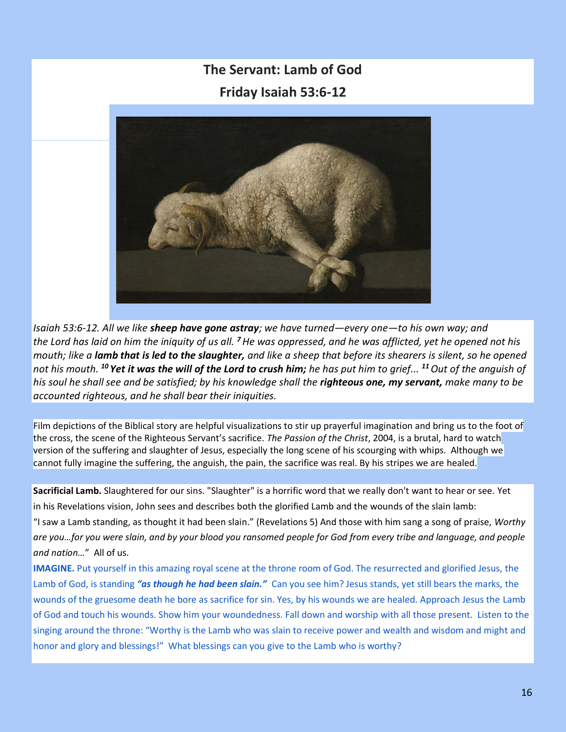# The Servant: Lamb of God

## Friday Isaiah 53:6-12

*Isaiah 53:6-12. All we like **sheep have gone astray**; we have turned—every one—to his own way; and the Lord has laid on him the iniquity of us all. [7] He was oppressed, and he was afflicted, yet he opened not his mouth; like a **lamb that is led to the slaughter,** and like a sheep that before its shearers is silent, so he opened not his mouth. [10] **Yet it was the will of the Lord to crush him;** he has put him to grief... [11] Out of the anguish of his soul he shall see and be satisfied; by his knowledge shall the **righteous one, my servant,** make many to be accounted righteous, and he shall bear their iniquities.*

Film depictions of the Biblical story are helpful visualizations to stir up prayerful imagination and bring us to the foot of the cross, the scene of the Righteous Servant's sacrifice. *The Passion of the Christ*, 2004, is a brutal, hard to watch version of the suffering and slaughter of Jesus, especially the long scene of his scourging with whips. Although we cannot fully imagine the suffering, the anguish, the pain, the sacrifice was real. By his stripes we are healed.

**Sacrificial Lamb.** Slaughtered for our sins. "Slaughter" is a horrific word that we really don't want to hear or see. Yet in his Revelations vision, John sees and describes both the glorified Lamb and the wounds of the slain lamb: "I saw a Lamb standing, as thought it had been slain." (Revelations 5) And those with him sang a song of praise, *Worthy are you…for you were slain, and by your blood you ransomed people for God from every tribe and language, and people and nation…*" All of us.

**IMAGINE.** Put yourself in this amazing royal scene at the throne room of God. The resurrected and glorified Jesus, the Lamb of God, is standing ***"as though he had been slain."*** Can you see him? Jesus stands, yet still bears the marks, the wounds of the gruesome death he bore as sacrifice for sin. Yes, by his wounds we are healed. Approach Jesus the Lamb of God and touch his wounds. Show him your woundedness. Fall down and worship with all those present. Listen to the singing around the throne: "Worthy is the Lamb who was slain to receive power and wealth and wisdom and might and honor and glory and blessings!" What blessings can you give to the Lamb who is worthy?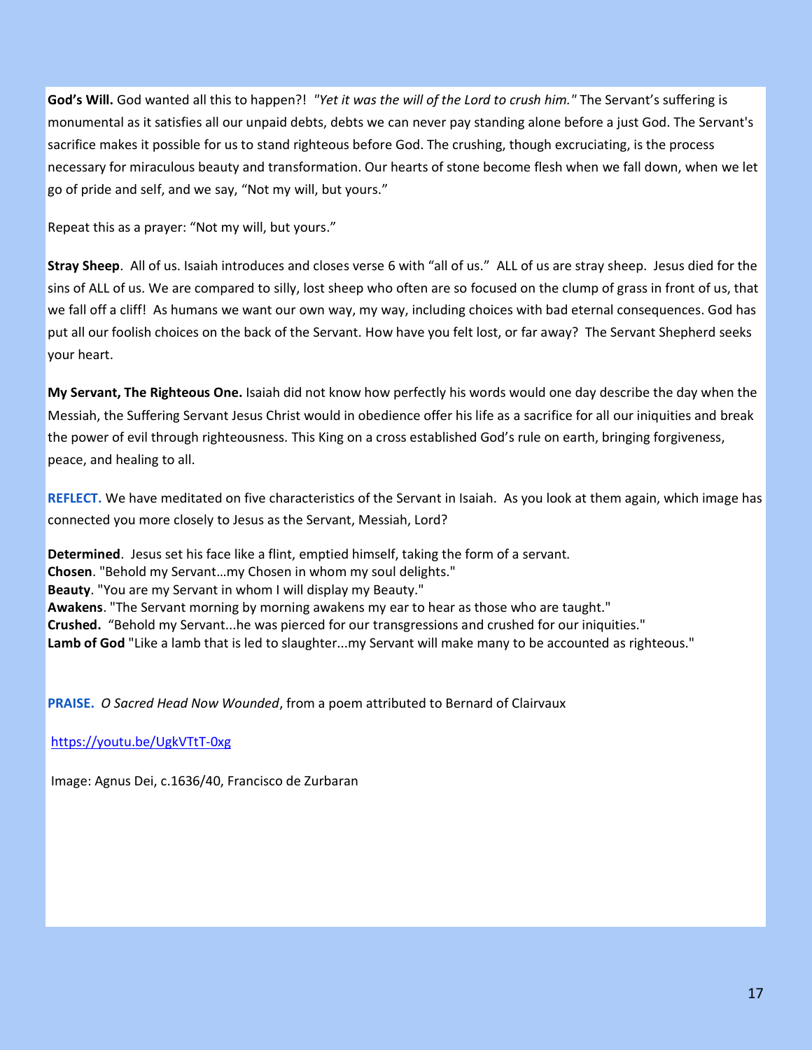**God's Will.** God wanted all this to happen?! *"Yet it was the will of the Lord to crush him."* The Servant's suffering is monumental as it satisfies all our unpaid debts, debts we can never pay standing alone before a just God. The Servant's sacrifice makes it possible for us to stand righteous before God. The crushing, though excruciating, is the process necessary for miraculous beauty and transformation. Our hearts of stone become flesh when we fall down, when we let go of pride and self, and we say, "Not my will, but yours."

Repeat this as a prayer: "Not my will, but yours."

**Stray Sheep**. All of us. Isaiah introduces and closes verse 6 with "all of us." ALL of us are stray sheep. Jesus died for the sins of ALL of us. We are compared to silly, lost sheep who often are so focused on the clump of grass in front of us, that we fall off a cliff! As humans we want our own way, my way, including choices with bad eternal consequences. God has put all our foolish choices on the back of the Servant. How have you felt lost, or far away? The Servant Shepherd seeks your heart.

**My Servant, The Righteous One.** Isaiah did not know how perfectly his words would one day describe the day when the Messiah, the Suffering Servant Jesus Christ would in obedience offer his life as a sacrifice for all our iniquities and break the power of evil through righteousness. This King on a cross established God's rule on earth, bringing forgiveness, peace, and healing to all.

**REFLECT.** We have meditated on five characteristics of the Servant in Isaiah. As you look at them again, which image has connected you more closely to Jesus as the Servant, Messiah, Lord?

**Determined**. Jesus set his face like a flint, emptied himself, taking the form of a servant.
**Chosen**. "Behold my Servant…my Chosen in whom my soul delights."
**Beauty**. "You are my Servant in whom I will display my Beauty."
**Awakens**. "The Servant morning by morning awakens my ear to hear as those who are taught."
**Crushed.** "Behold my Servant...he was pierced for our transgressions and crushed for our iniquities."
**Lamb of God** "Like a lamb that is led to slaughter...my Servant will make many to be accounted as righteous."

**PRAISE.** *O Sacred Head Now Wounded*, from a poem attributed to Bernard of Clairvaux

https://youtu.be/UgkVTtT-0xg

Image: Agnus Dei, c.1636/40, Francisco de Zurbaran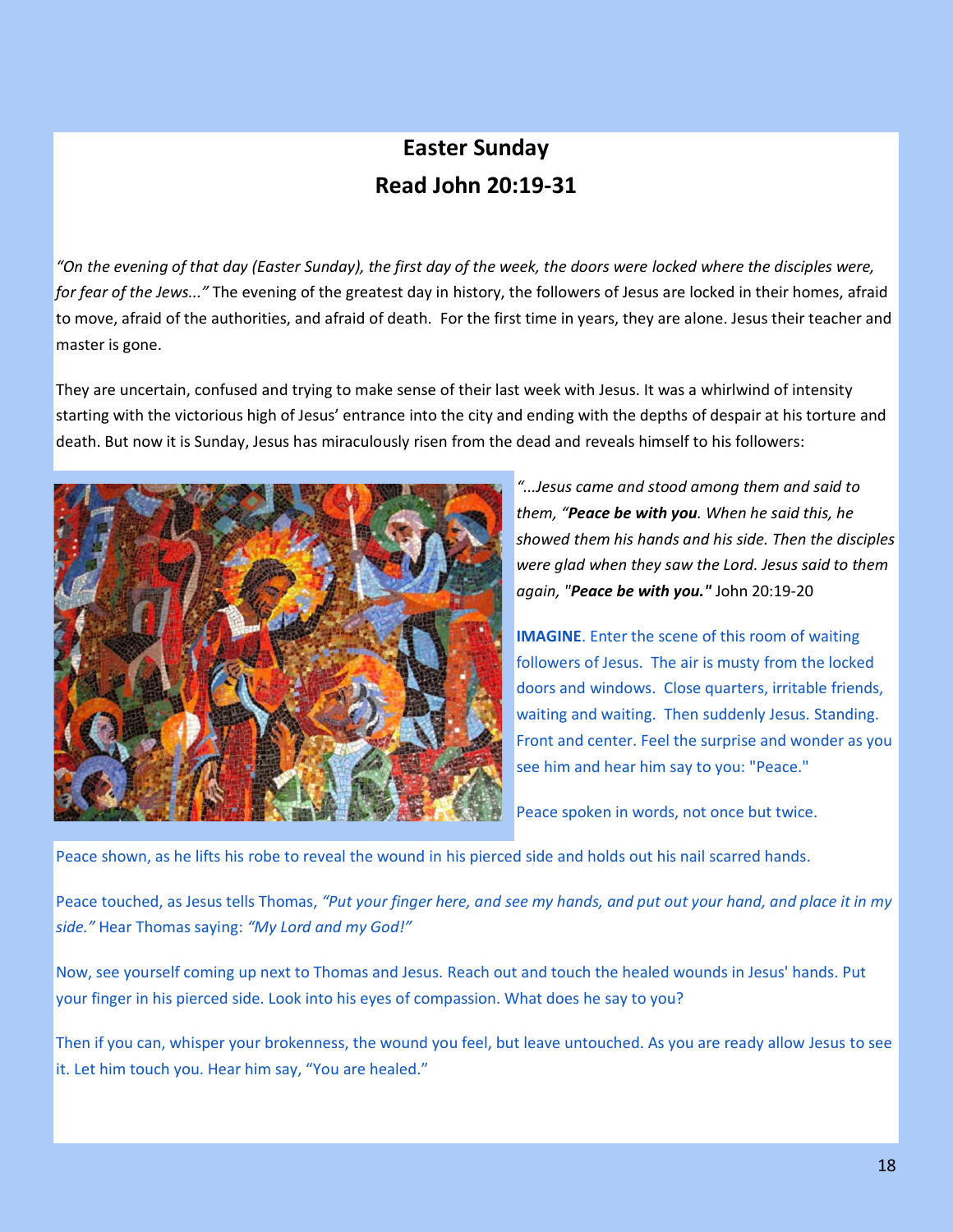# Easter Sunday
## Read John 20:19-31

*"On the evening of that day (Easter Sunday), the first day of the week, the doors were locked where the disciples were, for fear of the Jews..."* The evening of the greatest day in history, the followers of Jesus are locked in their homes, afraid to move, afraid of the authorities, and afraid of death. For the first time in years, they are alone. Jesus their teacher and master is gone.

They are uncertain, confused and trying to make sense of their last week with Jesus. It was a whirlwind of intensity starting with the victorious high of Jesus' entrance into the city and ending with the depths of despair at his torture and death. But now it is Sunday, Jesus has miraculously risen from the dead and reveals himself to his followers:

*"...Jesus came and stood among them and said to them, "**Peace be with you**. When he said this, he showed them his hands and his side. Then the disciples were glad when they saw the Lord. Jesus said to them again, "**Peace be with you."*** John 20:19-20

**IMAGINE**. Enter the scene of this room of waiting followers of Jesus. The air is musty from the locked doors and windows. Close quarters, irritable friends, waiting and waiting. Then suddenly Jesus. Standing. Front and center. Feel the surprise and wonder as you see him and hear him say to you: "Peace."

Peace spoken in words, not once but twice.

Peace shown, as he lifts his robe to reveal the wound in his pierced side and holds out his nail scarred hands.

Peace touched, as Jesus tells Thomas, *"Put your finger here, and see my hands, and put out your hand, and place it in my side."* Hear Thomas saying: *"My Lord and my God!"*

Now, see yourself coming up next to Thomas and Jesus. Reach out and touch the healed wounds in Jesus' hands. Put your finger in his pierced side. Look into his eyes of compassion. What does he say to you?

Then if you can, whisper your brokenness, the wound you feel, but leave untouched. As you are ready allow Jesus to see it. Let him touch you. Hear him say, "You are healed."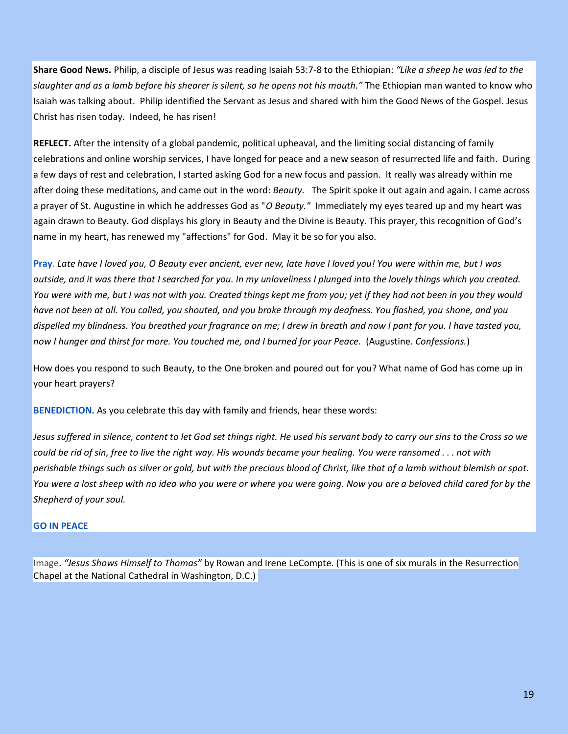**Share Good News.** Philip, a disciple of Jesus was reading Isaiah 53:7-8 to the Ethiopian: *"Like a sheep he was led to the slaughter and as a lamb before his shearer is silent, so he opens not his mouth."* The Ethiopian man wanted to know who Isaiah was talking about. Philip identified the Servant as Jesus and shared with him the Good News of the Gospel. Jesus Christ has risen today. Indeed, he has risen!

**REFLECT.** After the intensity of a global pandemic, political upheaval, and the limiting social distancing of family celebrations and online worship services, I have longed for peace and a new season of resurrected life and faith. During a few days of rest and celebration, I started asking God for a new focus and passion. It really was already within me after doing these meditations, and came out in the word: *Beauty.* The Spirit spoke it out again and again. I came across a prayer of St. Augustine in which he addresses God as "*O Beauty.*" Immediately my eyes teared up and my heart was again drawn to Beauty. God displays his glory in Beauty and the Divine is Beauty. This prayer, this recognition of God's name in my heart, has renewed my "affections" for God. May it be so for you also.

**Pray**. *Late have I loved you, O Beauty ever ancient, ever new, late have I loved you! You were within me, but I was outside, and it was there that I searched for you. In my unloveliness I plunged into the lovely things which you created. You were with me, but I was not with you. Created things kept me from you; yet if they had not been in you they would have not been at all. You called, you shouted, and you broke through my deafness. You flashed, you shone, and you dispelled my blindness. You breathed your fragrance on me; I drew in breath and now I pant for you. I have tasted you, now I hunger and thirst for more. You touched me, and I burned for your Peace.* (Augustine. *Confessions.*)

How does you respond to such Beauty, to the One broken and poured out for you? What name of God has come up in your heart prayers?

**BENEDICTION.** As you celebrate this day with family and friends, hear these words:

*Jesus suffered in silence, content to let God set things right. He used his servant body to carry our sins to the Cross so we could be rid of sin, free to live the right way. His wounds became your healing. You were ransomed . . . not with perishable things such as silver or gold, but with the precious blood of Christ, like that of a lamb without blemish or spot. You were a lost sheep with no idea who you were or where you were going. Now you are a beloved child cared for by the Shepherd of your soul.*

**GO IN PEACE**

Image. *"Jesus Shows Himself to Thomas"* by Rowan and Irene LeCompte. (This is one of six murals in the Resurrection Chapel at the National Cathedral in Washington, D.C.)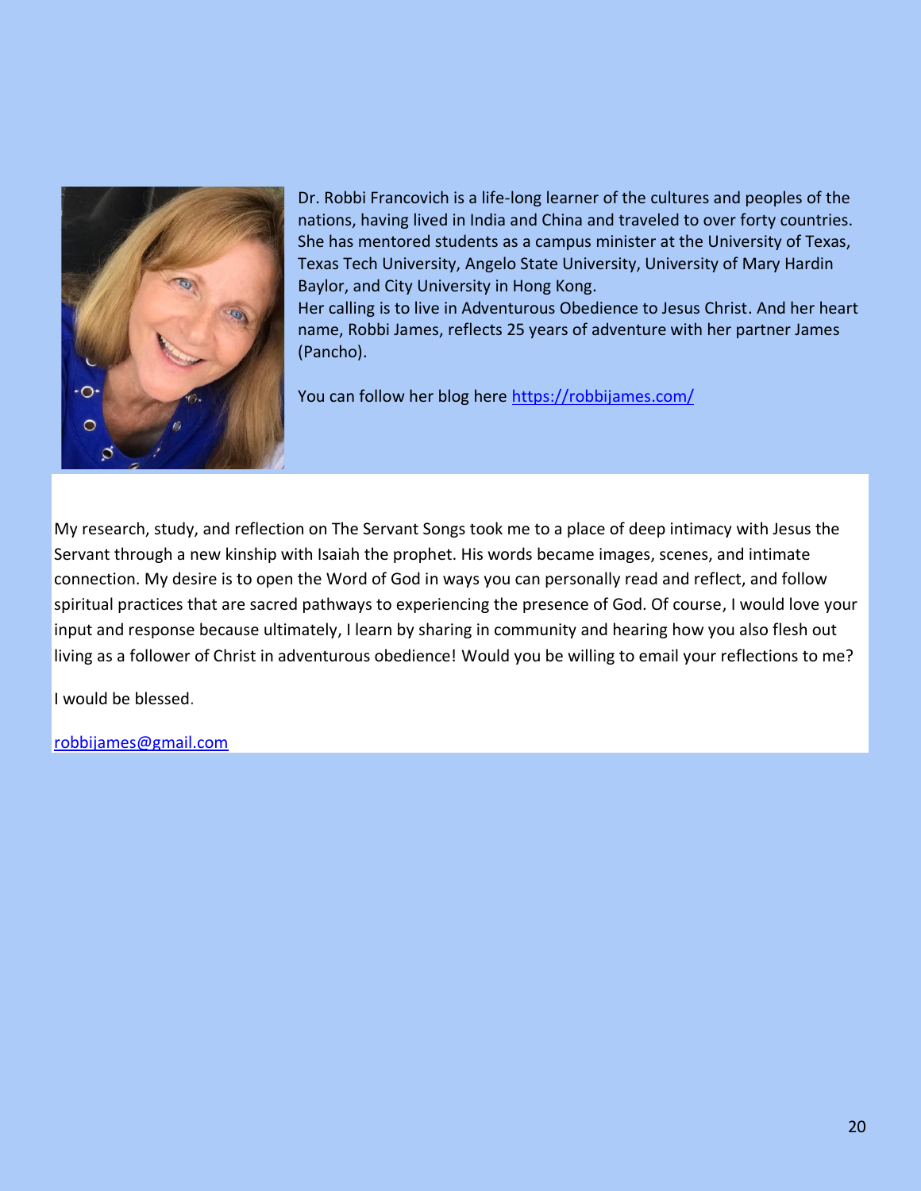Dr. Robbi Francovich is a life-long learner of the cultures and peoples of the nations, having lived in India and China and traveled to over forty countries. She has mentored students as a campus minister at the University of Texas, Texas Tech University, Angelo State University, University of Mary Hardin Baylor, and City University in Hong Kong.
Her calling is to live in Adventurous Obedience to Jesus Christ. And her heart name, Robbi James, reflects 25 years of adventure with her partner James (Pancho).

You can follow her blog here [https://robbijames.com/](https://robbijames.com/)

My research, study, and reflection on The Servant Songs took me to a place of deep intimacy with Jesus the Servant through a new kinship with Isaiah the prophet. His words became images, scenes, and intimate connection. My desire is to open the Word of God in ways you can personally read and reflect, and follow spiritual practices that are sacred pathways to experiencing the presence of God. Of course, I would love your input and response because ultimately, I learn by sharing in community and hearing how you also flesh out living as a follower of Christ in adventurous obedience! Would you be willing to email your reflections to me?

I would be blessed.

[robbijames@gmail.com](mailto:robbijames@gmail.com)